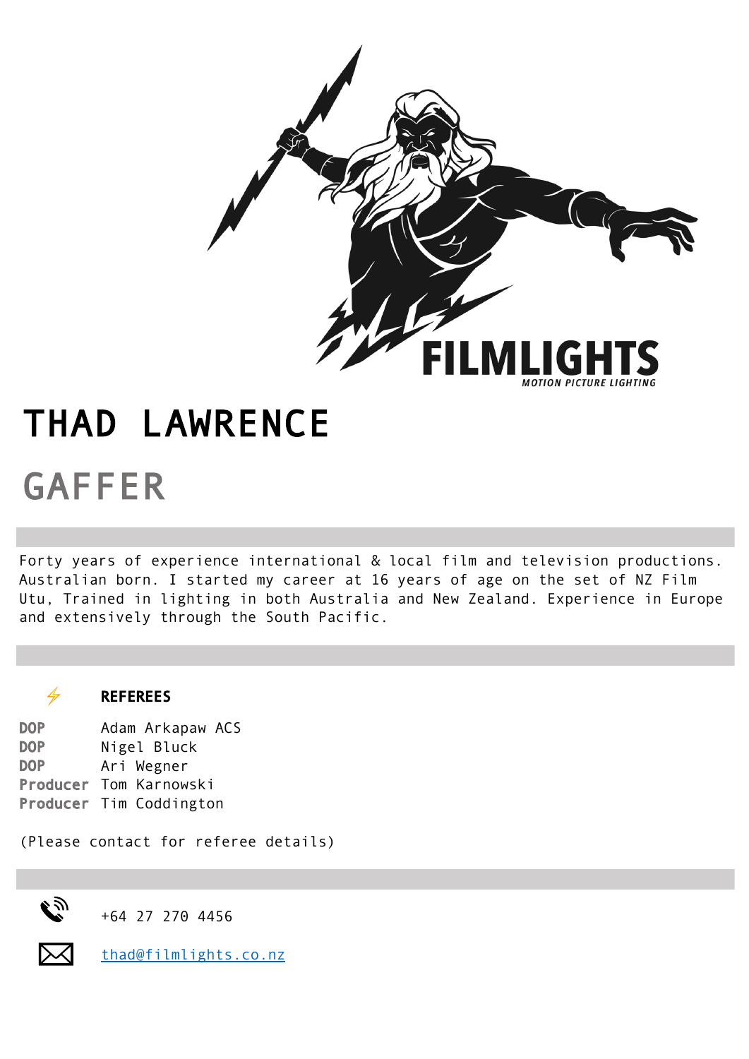FILMLIGHTS

*MOTION PICTURE LIGHTING*

# THAD LAWRENCE

## GAFFER

Forty years of experience international & local film and television productions. Australian born. I started my career at 16 years of age on the set of NZ Film Utu, Trained in lighting in both Australia and New Zealand. Experience in Europe and extensively through the South Pacific.

### REFEREES

| | |
|---|---|
| **DOP** | Adam Arkapaw ACS |
| **DOP** | Nigel Bluck |
| **DOP** | Ari Wegner |
| **Producer** | Tom Karnowski |
| **Producer** | Tim Coddington |

(Please contact for referee details)

+64 27 270 4456

thad@filmlights.co.nz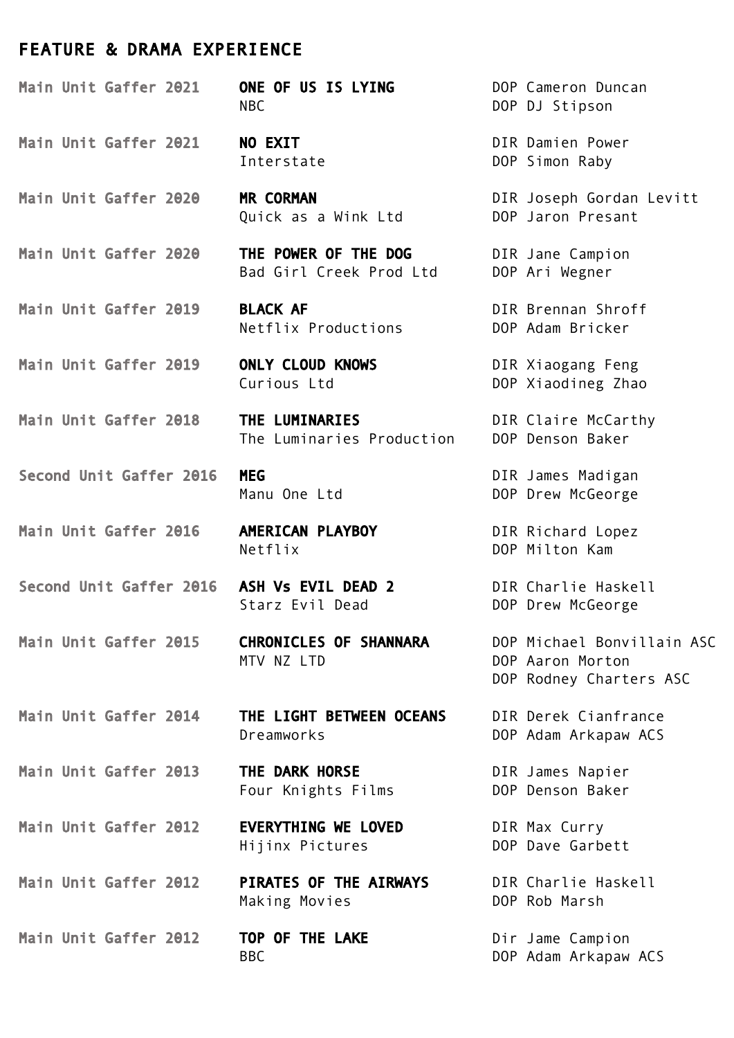## FEATURE & DRAMA EXPERIENCE

| | | |
|---|---|---|
| **Main Unit Gaffer 2021** | **ONE OF US IS LYING**<br>NBC | DOP Cameron Duncan<br>DOP DJ Stipson |
| **Main Unit Gaffer 2021** | **NO EXIT**<br>Interstate | DIR Damien Power<br>DOP Simon Raby |
| **Main Unit Gaffer 2020** | **MR CORMAN**<br>Quick as a Wink Ltd | DIR Joseph Gordan Levitt<br>DOP Jaron Presant |
| **Main Unit Gaffer 2020** | **THE POWER OF THE DOG**<br>Bad Girl Creek Prod Ltd | DIR Jane Campion<br>DOP Ari Wegner |
| **Main Unit Gaffer 2019** | **BLACK AF**<br>Netflix Productions | DIR Brennan Shroff<br>DOP Adam Bricker |
| **Main Unit Gaffer 2019** | **ONLY CLOUD KNOWS**<br>Curious Ltd | DIR Xiaogang Feng<br>DOP Xiaodineg Zhao |
| **Main Unit Gaffer 2018** | **THE LUMINARIES**<br>The Luminaries Production | DIR Claire McCarthy<br>DOP Denson Baker |
| **Second Unit Gaffer 2016** | **MEG**<br>Manu One Ltd | DIR James Madigan<br>DOP Drew McGeorge |
| **Main Unit Gaffer 2016** | **AMERICAN PLAYBOY**<br>Netflix | DIR Richard Lopez<br>DOP Milton Kam |
| **Second Unit Gaffer 2016** | **ASH Vs EVIL DEAD 2**<br>Starz Evil Dead | DIR Charlie Haskell<br>DOP Drew McGeorge |
| **Main Unit Gaffer 2015** | **CHRONICLES OF SHANNARA**<br>MTV NZ LTD | DOP Michael Bonvillain ASC<br>DOP Aaron Morton<br>DOP Rodney Charters ASC |
| **Main Unit Gaffer 2014** | **THE LIGHT BETWEEN OCEANS**<br>Dreamworks | DIR Derek Cianfrance<br>DOP Adam Arkapaw ACS |
| **Main Unit Gaffer 2013** | **THE DARK HORSE**<br>Four Knights Films | DIR James Napier<br>DOP Denson Baker |
| **Main Unit Gaffer 2012** | **EVERYTHING WE LOVED**<br>Hijinx Pictures | DIR Max Curry<br>DOP Dave Garbett |
| **Main Unit Gaffer 2012** | **PIRATES OF THE AIRWAYS**<br>Making Movies | DIR Charlie Haskell<br>DOP Rob Marsh |
| **Main Unit Gaffer 2012** | **TOP OF THE LAKE**<br>BBC | Dir Jame Campion<br>DOP Adam Arkapaw ACS |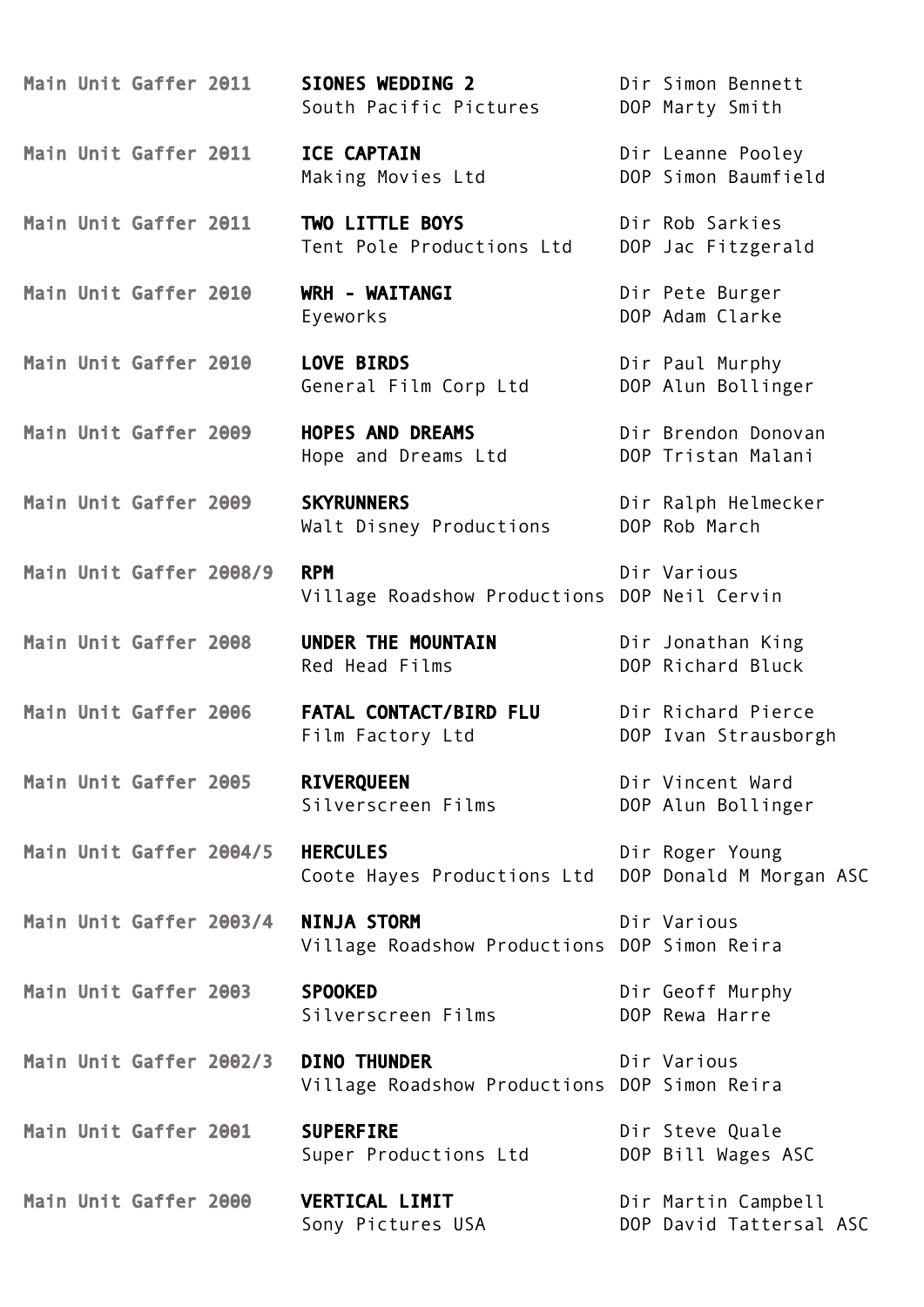| | | |
|---|---|---|
| **Main Unit Gaffer 2011** | **SIONES WEDDING 2**<br>South Pacific Pictures | Dir Simon Bennett<br>DOP Marty Smith |
| **Main Unit Gaffer 2011** | **ICE CAPTAIN**<br>Making Movies Ltd | Dir Leanne Pooley<br>DOP Simon Baumfield |
| **Main Unit Gaffer 2011** | **TWO LITTLE BOYS**<br>Tent Pole Productions Ltd | Dir Rob Sarkies<br>DOP Jac Fitzgerald |
| **Main Unit Gaffer 2010** | **WRH - WAITANGI**<br>Eyeworks | Dir Pete Burger<br>DOP Adam Clarke |
| **Main Unit Gaffer 2010** | **LOVE BIRDS**<br>General Film Corp Ltd | Dir Paul Murphy<br>DOP Alun Bollinger |
| **Main Unit Gaffer 2009** | **HOPES AND DREAMS**<br>Hope and Dreams Ltd | Dir Brendon Donovan<br>DOP Tristan Malani |
| **Main Unit Gaffer 2009** | **SKYRUNNERS**<br>Walt Disney Productions | Dir Ralph Helmecker<br>DOP Rob March |
| **Main Unit Gaffer 2008/9** | **RPM**<br>Village Roadshow Productions | Dir Various<br>DOP Neil Cervin |
| **Main Unit Gaffer 2008** | **UNDER THE MOUNTAIN**<br>Red Head Films | Dir Jonathan King<br>DOP Richard Bluck |
| **Main Unit Gaffer 2006** | **FATAL CONTACT/BIRD FLU**<br>Film Factory Ltd | Dir Richard Pierce<br>DOP Ivan Strausborgh |
| **Main Unit Gaffer 2005** | **RIVERQUEEN**<br>Silverscreen Films | Dir Vincent Ward<br>DOP Alun Bollinger |
| **Main Unit Gaffer 2004/5** | **HERCULES**<br>Coote Hayes Productions Ltd | Dir Roger Young<br>DOP Donald M Morgan ASC |
| **Main Unit Gaffer 2003/4** | **NINJA STORM**<br>Village Roadshow Productions | Dir Various<br>DOP Simon Reira |
| **Main Unit Gaffer 2003** | **SPOOKED**<br>Silverscreen Films | Dir Geoff Murphy<br>DOP Rewa Harre |
| **Main Unit Gaffer 2002/3** | **DINO THUNDER**<br>Village Roadshow Productions | Dir Various<br>DOP Simon Reira |
| **Main Unit Gaffer 2001** | **SUPERFIRE**<br>Super Productions Ltd | Dir Steve Quale<br>DOP Bill Wages ASC |
| **Main Unit Gaffer 2000** | **VERTICAL LIMIT**<br>Sony Pictures USA | Dir Martin Campbell<br>DOP David Tattersal ASC |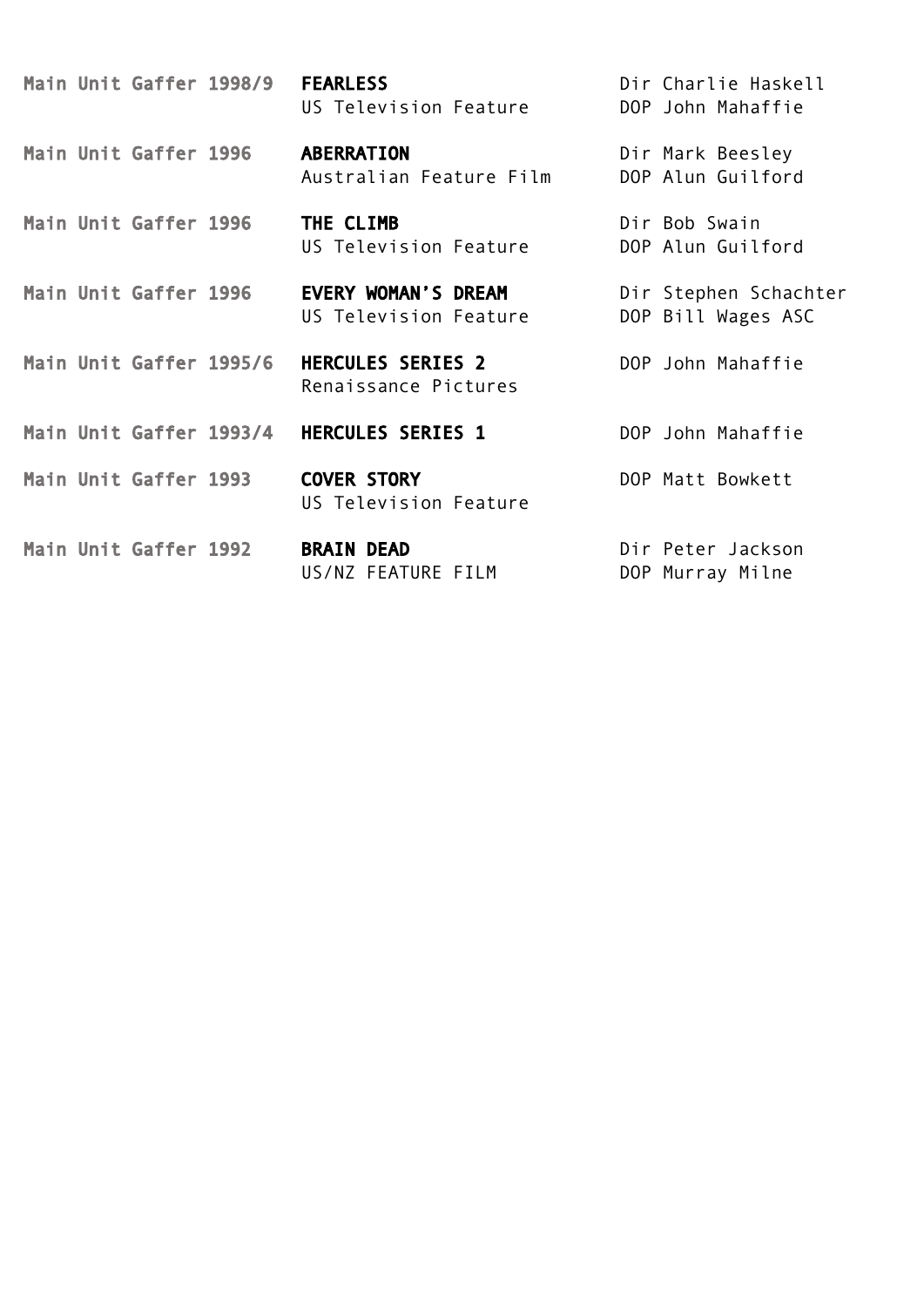| | | |
|---|---|---|
| **Main Unit Gaffer 1998/9** | **FEARLESS**<br>US Television Feature | Dir Charlie Haskell<br>DOP John Mahaffie |
| **Main Unit Gaffer 1996** | **ABERRATION**<br>Australian Feature Film | Dir Mark Beesley<br>DOP Alun Guilford |
| **Main Unit Gaffer 1996** | **THE CLIMB**<br>US Television Feature | Dir Bob Swain<br>DOP Alun Guilford |
| **Main Unit Gaffer 1996** | **EVERY WOMAN'S DREAM**<br>US Television Feature | Dir Stephen Schachter<br>DOP Bill Wages ASC |
| **Main Unit Gaffer 1995/6** | **HERCULES SERIES 2**<br>Renaissance Pictures | DOP John Mahaffie |
| **Main Unit Gaffer 1993/4** | **HERCULES SERIES 1** | DOP John Mahaffie |
| **Main Unit Gaffer 1993** | **COVER STORY**<br>US Television Feature | DOP Matt Bowkett |
| **Main Unit Gaffer 1992** | **BRAIN DEAD**<br>US/NZ FEATURE FILM | Dir Peter Jackson<br>DOP Murray Milne |